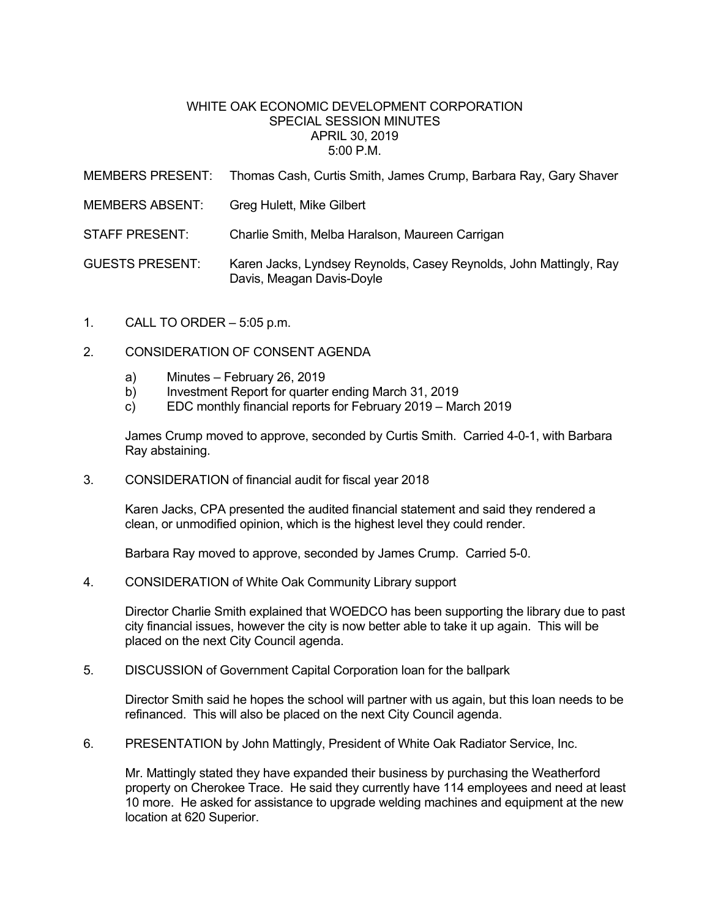# WHITE OAK ECONOMIC DEVELOPMENT CORPORATION
## SPECIAL SESSION MINUTES
### APRIL 30, 2019
### 5:00 P.M.

MEMBERS PRESENT: Thomas Cash, Curtis Smith, James Crump, Barbara Ray, Gary Shaver

MEMBERS ABSENT: Greg Hulett, Mike Gilbert

STAFF PRESENT: Charlie Smith, Melba Haralson, Maureen Carrigan

GUESTS PRESENT: Karen Jacks, Lyndsey Reynolds, Casey Reynolds, John Mattingly, Ray Davis, Meagan Davis-Doyle

1. CALL TO ORDER – 5:05 p.m.

2. CONSIDERATION OF CONSENT AGENDA

   a) Minutes – February 26, 2019
   b) Investment Report for quarter ending March 31, 2019
   c) EDC monthly financial reports for February 2019 – March 2019

   James Crump moved to approve, seconded by Curtis Smith. Carried 4-0-1, with Barbara Ray abstaining.

3. CONSIDERATION of financial audit for fiscal year 2018

   Karen Jacks, CPA presented the audited financial statement and said they rendered a clean, or unmodified opinion, which is the highest level they could render.

   Barbara Ray moved to approve, seconded by James Crump. Carried 5-0.

4. CONSIDERATION of White Oak Community Library support

   Director Charlie Smith explained that WOEDCO has been supporting the library due to past city financial issues, however the city is now better able to take it up again. This will be placed on the next City Council agenda.

5. DISCUSSION of Government Capital Corporation loan for the ballpark

   Director Smith said he hopes the school will partner with us again, but this loan needs to be refinanced. This will also be placed on the next City Council agenda.

6. PRESENTATION by John Mattingly, President of White Oak Radiator Service, Inc.

   Mr. Mattingly stated they have expanded their business by purchasing the Weatherford property on Cherokee Trace. He said they currently have 114 employees and need at least 10 more. He asked for assistance to upgrade welding machines and equipment at the new location at 620 Superior.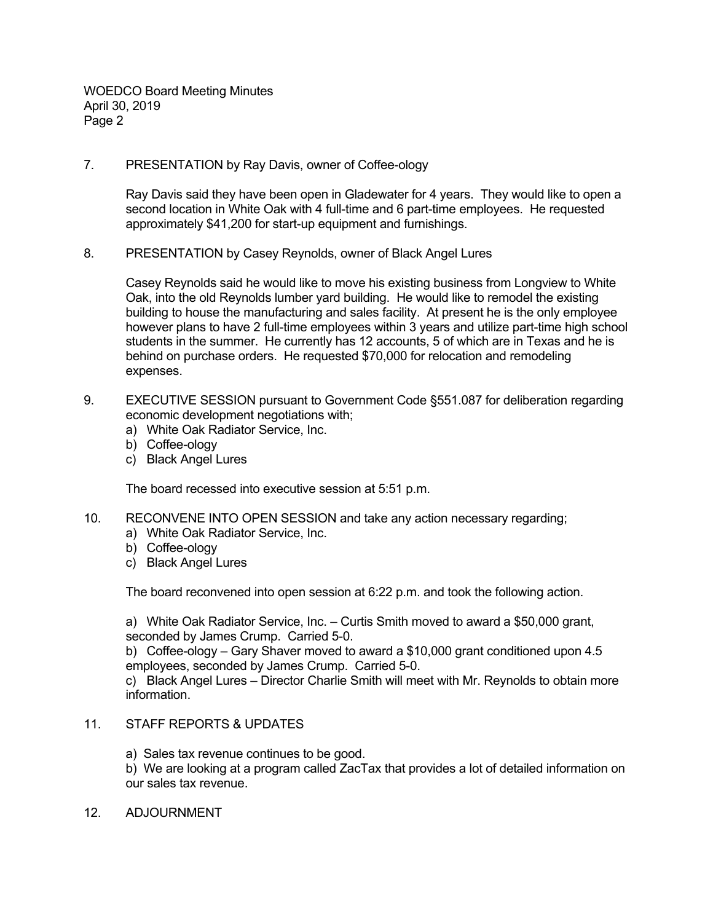7. PRESENTATION by Ray Davis, owner of Coffee-ology

   Ray Davis said they have been open in Gladewater for 4 years. They would like to open a second location in White Oak with 4 full-time and 6 part-time employees. He requested approximately $41,200 for start-up equipment and furnishings.

8. PRESENTATION by Casey Reynolds, owner of Black Angel Lures

   Casey Reynolds said he would like to move his existing business from Longview to White Oak, into the old Reynolds lumber yard building. He would like to remodel the existing building to house the manufacturing and sales facility. At present he is the only employee however plans to have 2 full-time employees within 3 years and utilize part-time high school students in the summer. He currently has 12 accounts, 5 of which are in Texas and he is behind on purchase orders. He requested $70,000 for relocation and remodeling expenses.

9. EXECUTIVE SESSION pursuant to Government Code §551.087 for deliberation regarding economic development negotiations with;
   a) White Oak Radiator Service, Inc.
   b) Coffee-ology
   c) Black Angel Lures

   The board recessed into executive session at 5:51 p.m.

10. RECONVENE INTO OPEN SESSION and take any action necessary regarding;
    a) White Oak Radiator Service, Inc.
    b) Coffee-ology
    c) Black Angel Lures

    The board reconvened into open session at 6:22 p.m. and took the following action.

    a) White Oak Radiator Service, Inc. – Curtis Smith moved to award a $50,000 grant, seconded by James Crump. Carried 5-0.
    b) Coffee-ology – Gary Shaver moved to award a $10,000 grant conditioned upon 4.5 employees, seconded by James Crump. Carried 5-0.
    c) Black Angel Lures – Director Charlie Smith will meet with Mr. Reynolds to obtain more information.

11. STAFF REPORTS & UPDATES

    a) Sales tax revenue continues to be good.
    b) We are looking at a program called ZacTax that provides a lot of detailed information on our sales tax revenue.

12. ADJOURNMENT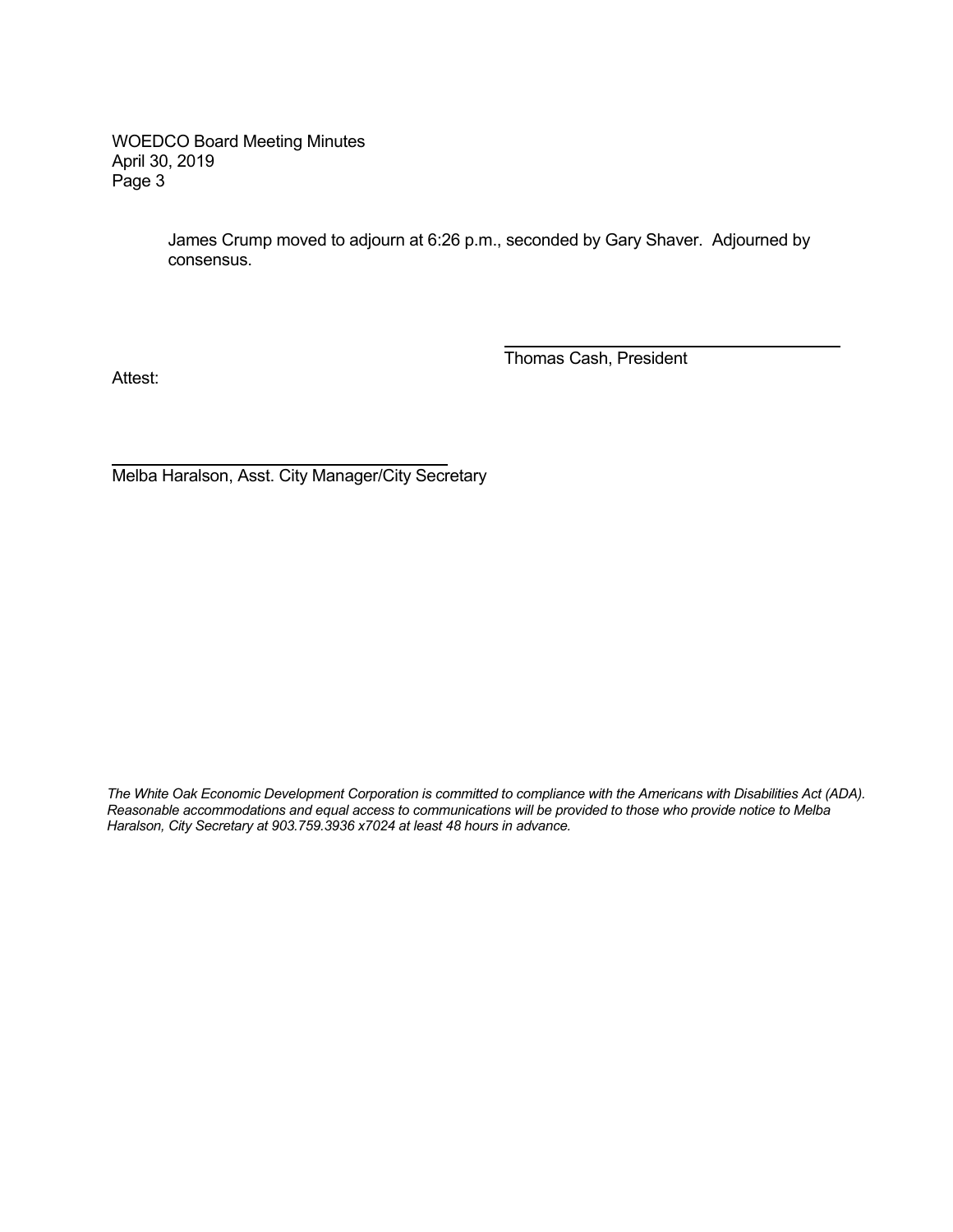James Crump moved to adjourn at 6:26 p.m., seconded by Gary Shaver. Adjourned by consensus.

Thomas Cash, President

Attest:

Melba Haralson, Asst. City Manager/City Secretary

*The White Oak Economic Development Corporation is committed to compliance with the Americans with Disabilities Act (ADA). Reasonable accommodations and equal access to communications will be provided to those who provide notice to Melba Haralson, City Secretary at 903.759.3936 x7024 at least 48 hours in advance.*